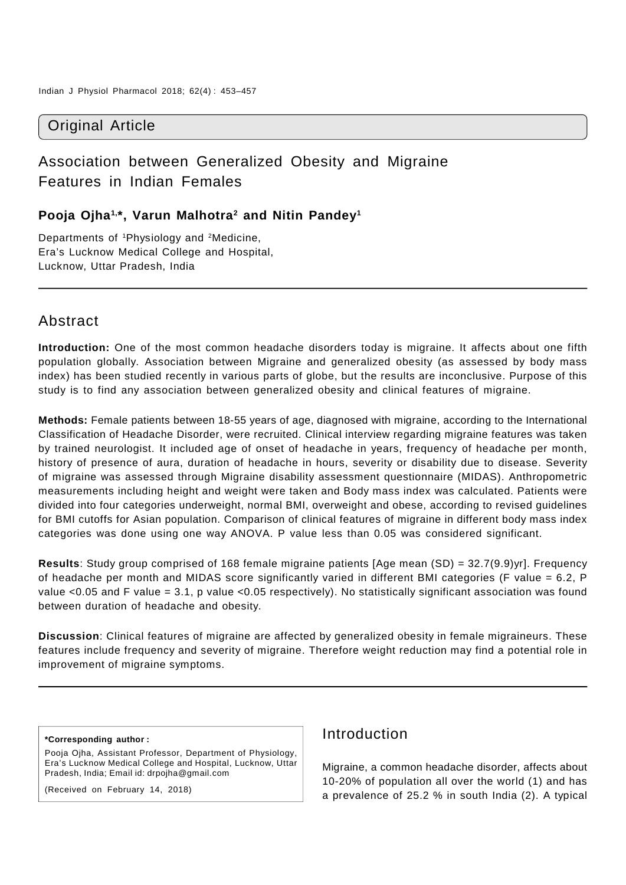Original Article

# Association between Generalized Obesity and Migraine Features in Indian Females

**Pooja Ojha[1,*], Varun Malhotra[2] and Nitin Pandey[1]**

Departments of [1]Physiology and [2]Medicine,
Era's Lucknow Medical College and Hospital,
Lucknow, Uttar Pradesh, India

## Abstract

**Introduction:** One of the most common headache disorders today is migraine. It affects about one fifth population globally. Association between Migraine and generalized obesity (as assessed by body mass index) has been studied recently in various parts of globe, but the results are inconclusive. Purpose of this study is to find any association between generalized obesity and clinical features of migraine.

**Methods:** Female patients between 18-55 years of age, diagnosed with migraine, according to the International Classification of Headache Disorder, were recruited. Clinical interview regarding migraine features was taken by trained neurologist. It included age of onset of headache in years, frequency of headache per month, history of presence of aura, duration of headache in hours, severity or disability due to disease. Severity of migraine was assessed through Migraine disability assessment questionnaire (MIDAS). Anthropometric measurements including height and weight were taken and Body mass index was calculated. Patients were divided into four categories underweight, normal BMI, overweight and obese, according to revised guidelines for BMI cutoffs for Asian population. Comparison of clinical features of migraine in different body mass index categories was done using one way ANOVA. P value less than 0.05 was considered significant.

**Results**: Study group comprised of 168 female migraine patients [Age mean (SD) = 32.7(9.9)yr]. Frequency of headache per month and MIDAS score significantly varied in different BMI categories (F value = 6.2, P value <0.05 and F value = 3.1, p value <0.05 respectively). No statistically significant association was found between duration of headache and obesity.

**Discussion**: Clinical features of migraine are affected by generalized obesity in female migraineurs. These features include frequency and severity of migraine. Therefore weight reduction may find a potential role in improvement of migraine symptoms.

**\*Corresponding author :**

Pooja Ojha, Assistant Professor, Department of Physiology, Era's Lucknow Medical College and Hospital, Lucknow, Uttar Pradesh, India; Email id: drpojha@gmail.com

(Received on February 14, 2018)

## Introduction

Migraine, a common headache disorder, affects about 10-20% of population all over the world (1) and has a prevalence of 25.2 % in south India (2). A typical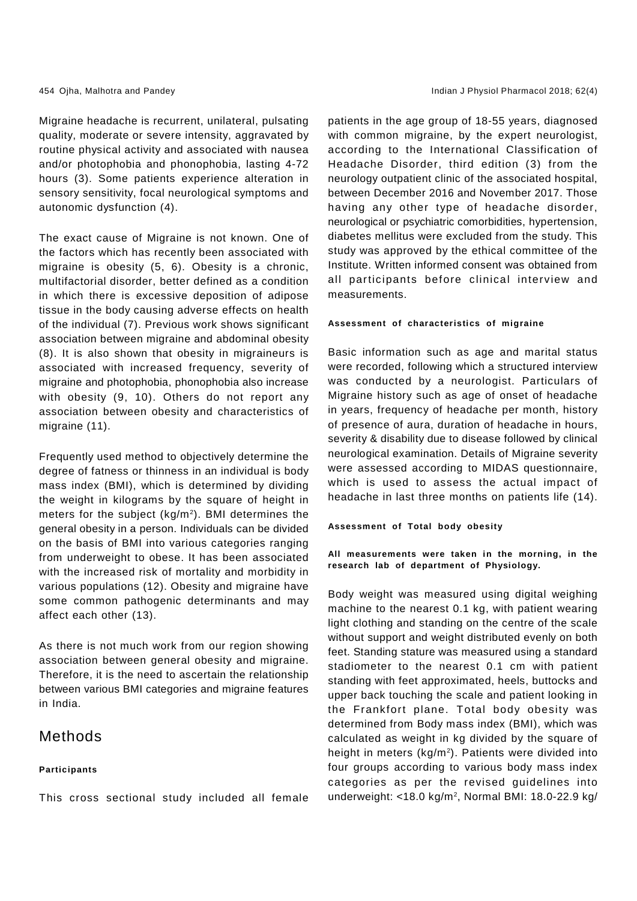Migraine headache is recurrent, unilateral, pulsating quality, moderate or severe intensity, aggravated by routine physical activity and associated with nausea and/or photophobia and phonophobia, lasting 4-72 hours (3). Some patients experience alteration in sensory sensitivity, focal neurological symptoms and autonomic dysfunction (4).

The exact cause of Migraine is not known. One of the factors which has recently been associated with migraine is obesity (5, 6). Obesity is a chronic, multifactorial disorder, better defined as a condition in which there is excessive deposition of adipose tissue in the body causing adverse effects on health of the individual (7). Previous work shows significant association between migraine and abdominal obesity (8). It is also shown that obesity in migraineurs is associated with increased frequency, severity of migraine and photophobia, phonophobia also increase with obesity (9, 10). Others do not report any association between obesity and characteristics of migraine (11).

Frequently used method to objectively determine the degree of fatness or thinness in an individual is body mass index (BMI), which is determined by dividing the weight in kilograms by the square of height in meters for the subject ($kg/m^2$). BMI determines the general obesity in a person. Individuals can be divided on the basis of BMI into various categories ranging from underweight to obese. It has been associated with the increased risk of mortality and morbidity in various populations (12). Obesity and migraine have some common pathogenic determinants and may affect each other (13).

As there is not much work from our region showing association between general obesity and migraine. Therefore, it is the need to ascertain the relationship between various BMI categories and migraine features in India.

## Methods

#### Participants

This cross sectional study included all female patients in the age group of 18-55 years, diagnosed with common migraine, by the expert neurologist, according to the International Classification of Headache Disorder, third edition (3) from the neurology outpatient clinic of the associated hospital, between December 2016 and November 2017. Those having any other type of headache disorder, neurological or psychiatric comorbidities, hypertension, diabetes mellitus were excluded from the study. This study was approved by the ethical committee of the Institute. Written informed consent was obtained from all participants before clinical interview and measurements.

#### Assessment of characteristics of migraine

Basic information such as age and marital status were recorded, following which a structured interview was conducted by a neurologist. Particulars of Migraine history such as age of onset of headache in years, frequency of headache per month, history of presence of aura, duration of headache in hours, severity & disability due to disease followed by clinical neurological examination. Details of Migraine severity were assessed according to MIDAS questionnaire, which is used to assess the actual impact of headache in last three months on patients life (14).

#### Assessment of Total body obesity

**All measurements were taken in the morning, in the research lab of department of Physiology.**

Body weight was measured using digital weighing machine to the nearest 0.1 kg, with patient wearing light clothing and standing on the centre of the scale without support and weight distributed evenly on both feet. Standing stature was measured using a standard stadiometer to the nearest 0.1 cm with patient standing with feet approximated, heels, buttocks and upper back touching the scale and patient looking in the Frankfort plane. Total body obesity was determined from Body mass index (BMI), which was calculated as weight in kg divided by the square of height in meters ($kg/m^2$). Patients were divided into four groups according to various body mass index categories as per the revised guidelines into underweight: <18.0 $kg/m^2$, Normal BMI: 18.0-22.9 kg/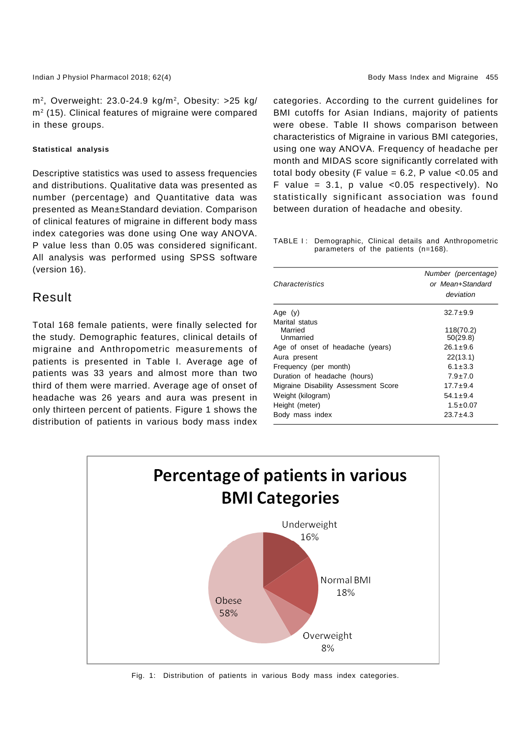m², Overweight: 23.0-24.9 kg/m², Obesity: >25 kg/m² (15). Clinical features of migraine were compared in these groups.

#### Statistical analysis

Descriptive statistics was used to assess frequencies and distributions. Qualitative data was presented as number (percentage) and Quantitative data was presented as Mean±Standard deviation. Comparison of clinical features of migraine in different body mass index categories was done using One way ANOVA. P value less than 0.05 was considered significant. All analysis was performed using SPSS software (version 16).

## Result

Total 168 female patients, were finally selected for the study. Demographic features, clinical details of migraine and Anthropometric measurements of patients is presented in Table I. Average age of patients was 33 years and almost more than two third of them were married. Average age of onset of headache was 26 years and aura was present in only thirteen percent of patients. Figure 1 shows the distribution of patients in various body mass index categories. According to the current guidelines for BMI cutoffs for Asian Indians, majority of patients were obese. Table II shows comparison between characteristics of Migraine in various BMI categories, using one way ANOVA. Frequency of headache per month and MIDAS score significantly correlated with total body obesity (F value = 6.2, P value <0.05 and F value = 3.1, p value <0.05 respectively). No statistically significant association was found between duration of headache and obesity.

TABLE I: Demographic, Clinical details and Anthropometric parameters of the patients (n=168).

| *Characteristics* | *Number (percentage) or Mean+Standard deviation* |
|---|---|
| Age (y) | 32.7±9.9 |
| Marital status | |
| Married | 118(70.2) |
| Unmarried | 50(29.8) |
| Age of onset of headache (years) | 26.1±9.6 |
| Aura present | 22(13.1) |
| Frequency (per month) | 6.1±3.3 |
| Duration of headache (hours) | 7.9±7.0 |
| Migraine Disability Assessment Score | 17.7±9.4 |
| Weight (kilogram) | 54.1±9.4 |
| Height (meter) | 1.5±0.07 |
| Body mass index | 23.7±4.3 |

**Percentage of patients in various BMI Categories**

Underweight 16%; Normal BMI 18%; Overweight 8%; Obese 58%

Fig. 1: Distribution of patients in various Body mass index categories.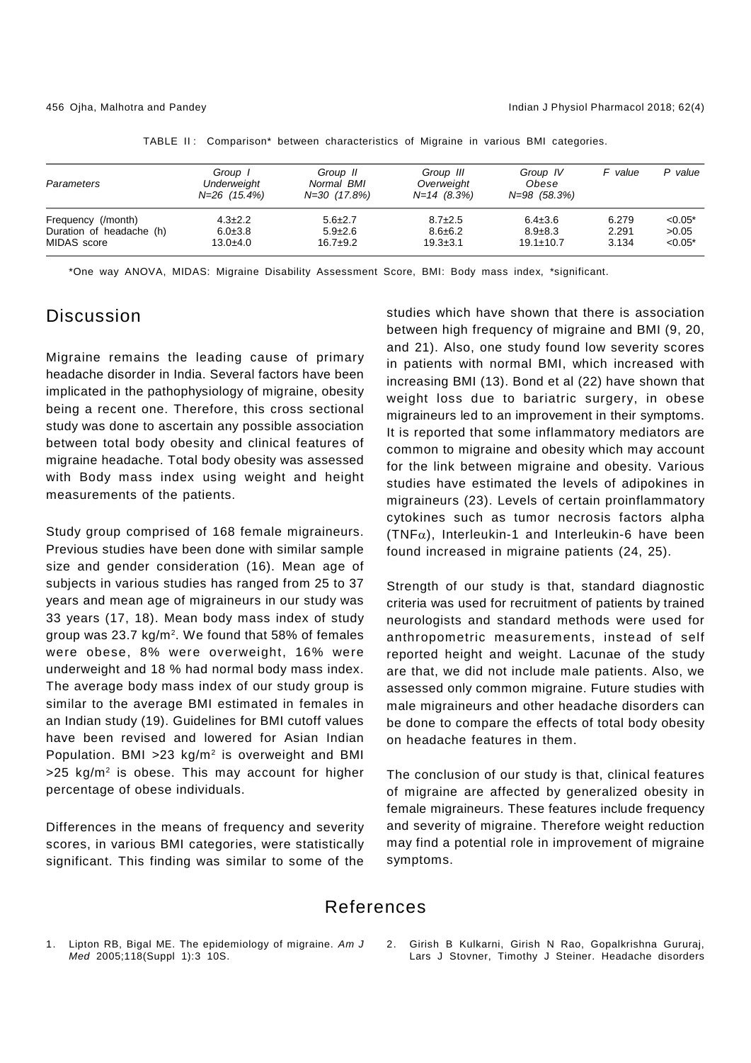TABLE II: Comparison* between characteristics of Migraine in various BMI categories.

| *Parameters* | *Group I Underweight N=26 (15.4%)* | *Group II Normal BMI N=30 (17.8%)* | *Group III Overweight N=14 (8.3%)* | *Group IV Obese N=98 (58.3%)* | *F value* | *P value* |
|---|---|---|---|---|---|---|
| Frequency (/month) | 4.3±2.2 | 5.6±2.7 | 8.7±2.5 | 6.4±3.6 | 6.279 | <0.05* |
| Duration of headache (h) | 6.0±3.8 | 5.9±2.6 | 8.6±6.2 | 8.9±8.3 | 2.291 | >0.05 |
| MIDAS score | 13.0±4.0 | 16.7±9.2 | 19.3±3.1 | 19.1±10.7 | 3.134 | <0.05* |

*One way ANOVA, MIDAS: Migraine Disability Assessment Score, BMI: Body mass index, *significant.

## Discussion

Migraine remains the leading cause of primary headache disorder in India. Several factors have been implicated in the pathophysiology of migraine, obesity being a recent one. Therefore, this cross sectional study was done to ascertain any possible association between total body obesity and clinical features of migraine headache. Total body obesity was assessed with Body mass index using weight and height measurements of the patients.

Study group comprised of 168 female migraineurs. Previous studies have been done with similar sample size and gender consideration (16). Mean age of subjects in various studies has ranged from 25 to 37 years and mean age of migraineurs in our study was 33 years (17, 18). Mean body mass index of study group was 23.7 kg/m$^2$. We found that 58% of females were obese, 8% were overweight, 16% were underweight and 18 % had normal body mass index. The average body mass index of our study group is similar to the average BMI estimated in females in an Indian study (19). Guidelines for BMI cutoff values have been revised and lowered for Asian Indian Population. BMI >23 kg/m$^2$ is overweight and BMI >25 kg/m$^2$ is obese. This may account for higher percentage of obese individuals.

Differences in the means of frequency and severity scores, in various BMI categories, were statistically significant. This finding was similar to some of the studies which have shown that there is association between high frequency of migraine and BMI (9, 20, and 21). Also, one study found low severity scores in patients with normal BMI, which increased with increasing BMI (13). Bond et al (22) have shown that weight loss due to bariatric surgery, in obese migraineurs led to an improvement in their symptoms. It is reported that some inflammatory mediators are common to migraine and obesity which may account for the link between migraine and obesity. Various studies have estimated the levels of adipokines in migraineurs (23). Levels of certain proinflammatory cytokines such as tumor necrosis factors alpha (TNF$\alpha$), Interleukin-1 and Interleukin-6 have been found increased in migraine patients (24, 25).

Strength of our study is that, standard diagnostic criteria was used for recruitment of patients by trained neurologists and standard methods were used for anthropometric measurements, instead of self reported height and weight. Lacunae of the study are that, we did not include male patients. Also, we assessed only common migraine. Future studies with male migraineurs and other headache disorders can be done to compare the effects of total body obesity on headache features in them.

The conclusion of our study is that, clinical features of migraine are affected by generalized obesity in female migraineurs. These features include frequency and severity of migraine. Therefore weight reduction may find a potential role in improvement of migraine symptoms.

## References

1. Lipton RB, Bigal ME. The epidemiology of migraine. *Am J Med* 2005;118(Suppl 1):3 10S.
2. Girish B Kulkarni, Girish N Rao, Gopalkrishna Gururaj, Lars J Stovner, Timothy J Steiner. Headache disorders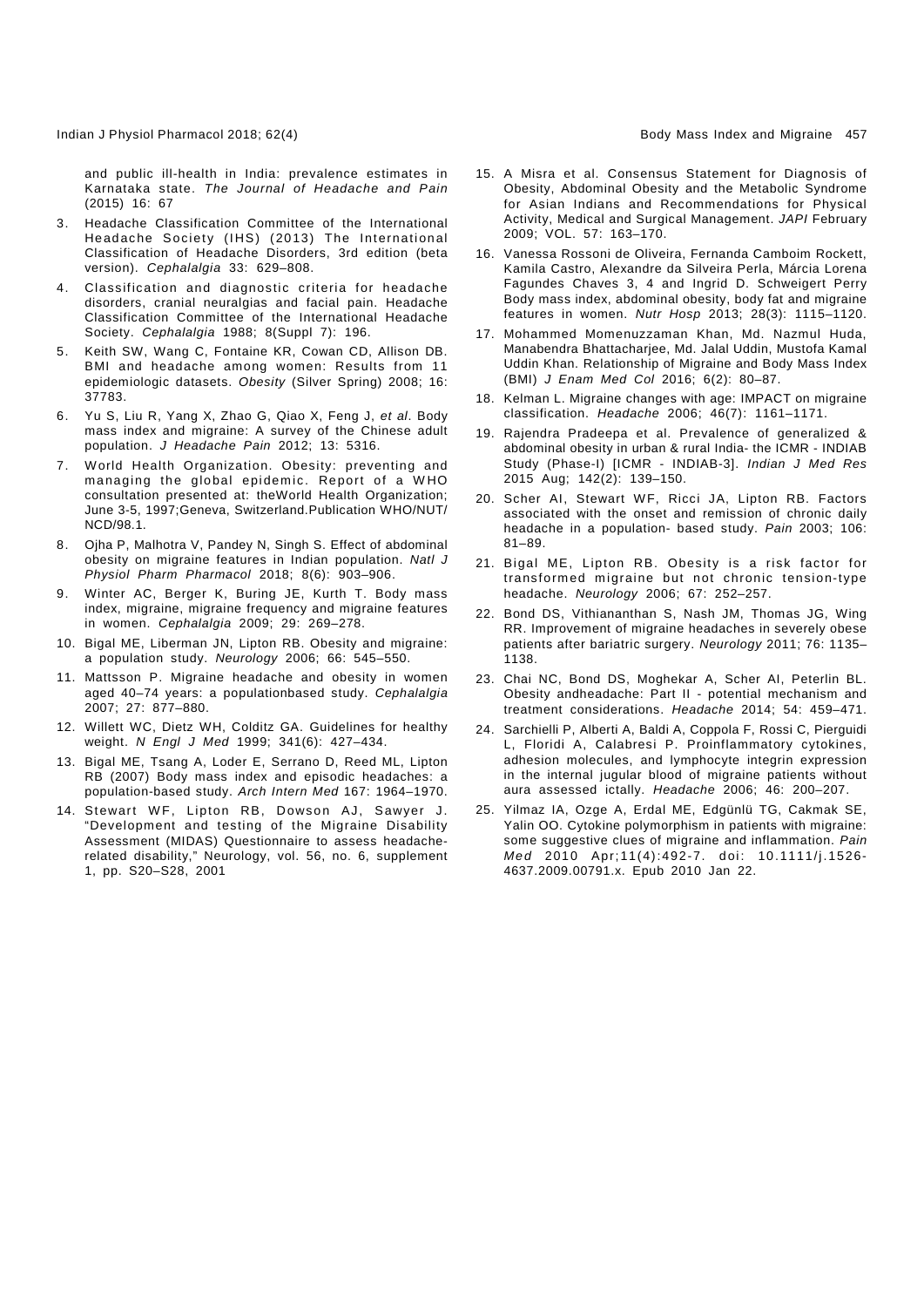and public ill-health in India: prevalence estimates in Karnataka state. *The Journal of Headache and Pain* (2015) 16: 67

3. Headache Classification Committee of the International Headache Society (IHS) (2013) The International Classification of Headache Disorders, 3rd edition (beta version). *Cephalalgia* 33: 629–808.
4. Classification and diagnostic criteria for headache disorders, cranial neuralgias and facial pain. Headache Classification Committee of the International Headache Society. *Cephalalgia* 1988; 8(Suppl 7): 196.
5. Keith SW, Wang C, Fontaine KR, Cowan CD, Allison DB. BMI and headache among women: Results from 11 epidemiologic datasets. *Obesity* (Silver Spring) 2008; 16: 37783.
6. Yu S, Liu R, Yang X, Zhao G, Qiao X, Feng J, *et al*. Body mass index and migraine: A survey of the Chinese adult population. *J Headache Pain* 2012; 13: 5316.
7. World Health Organization. Obesity: preventing and managing the global epidemic. Report of a WHO consultation presented at: theWorld Health Organization; June 3-5, 1997;Geneva, Switzerland.Publication WHO/NUT/NCD/98.1.
8. Ojha P, Malhotra V, Pandey N, Singh S. Effect of abdominal obesity on migraine features in Indian population. *Natl J Physiol Pharm Pharmacol* 2018; 8(6): 903–906.
9. Winter AC, Berger K, Buring JE, Kurth T. Body mass index, migraine, migraine frequency and migraine features in women. *Cephalalgia* 2009; 29: 269–278.
10. Bigal ME, Liberman JN, Lipton RB. Obesity and migraine: a population study. *Neurology* 2006; 66: 545–550.
11. Mattsson P. Migraine headache and obesity in women aged 40–74 years: a populationbased study. *Cephalalgia* 2007; 27: 877–880.
12. Willett WC, Dietz WH, Colditz GA. Guidelines for healthy weight. *N Engl J Med* 1999; 341(6): 427–434.
13. Bigal ME, Tsang A, Loder E, Serrano D, Reed ML, Lipton RB (2007) Body mass index and episodic headaches: a population-based study. *Arch Intern Med* 167: 1964–1970.
14. Stewart WF, Lipton RB, Dowson AJ, Sawyer J. "Development and testing of the Migraine Disability Assessment (MIDAS) Questionnaire to assess headache-related disability," Neurology, vol. 56, no. 6, supplement 1, pp. S20–S28, 2001
15. A Misra et al. Consensus Statement for Diagnosis of Obesity, Abdominal Obesity and the Metabolic Syndrome for Asian Indians and Recommendations for Physical Activity, Medical and Surgical Management. *JAPI* February 2009; VOL. 57: 163–170.
16. Vanessa Rossoni de Oliveira, Fernanda Camboim Rockett, Kamila Castro, Alexandre da Silveira Perla, Márcia Lorena Fagundes Chaves 3, 4 and Ingrid D. Schweigert Perry Body mass index, abdominal obesity, body fat and migraine features in women. *Nutr Hosp* 2013; 28(3): 1115–1120.
17. Mohammed Momenuzzaman Khan, Md. Nazmul Huda, Manabendra Bhattacharjee, Md. Jalal Uddin, Mustofa Kamal Uddin Khan. Relationship of Migraine and Body Mass Index (BMI) *J Enam Med Col* 2016; 6(2): 80–87.
18. Kelman L. Migraine changes with age: IMPACT on migraine classification. *Headache* 2006; 46(7): 1161–1171.
19. Rajendra Pradeepa et al. Prevalence of generalized & abdominal obesity in urban & rural India- the ICMR - INDIAB Study (Phase-I) [ICMR - INDIAB-3]. *Indian J Med Res* 2015 Aug; 142(2): 139–150.
20. Scher AI, Stewart WF, Ricci JA, Lipton RB. Factors associated with the onset and remission of chronic daily headache in a population- based study. *Pain* 2003; 106: 81–89.
21. Bigal ME, Lipton RB. Obesity is a risk factor for transformed migraine but not chronic tension-type headache. *Neurology* 2006; 67: 252–257.
22. Bond DS, Vithiananthan S, Nash JM, Thomas JG, Wing RR. Improvement of migraine headaches in severely obese patients after bariatric surgery. *Neurology* 2011; 76: 1135–1138.
23. Chai NC, Bond DS, Moghekar A, Scher AI, Peterlin BL. Obesity andheadache: Part II - potential mechanism and treatment considerations. *Headache* 2014; 54: 459–471.
24. Sarchielli P, Alberti A, Baldi A, Coppola F, Rossi C, Pierguidi L, Floridi A, Calabresi P. Proinflammatory cytokines, adhesion molecules, and lymphocyte integrin expression in the internal jugular blood of migraine patients without aura assessed ictally. *Headache* 2006; 46: 200–207.
25. Yilmaz IA, Ozge A, Erdal ME, Edgünlü TG, Cakmak SE, Yalin OO. Cytokine polymorphism in patients with migraine: some suggestive clues of migraine and inflammation. *Pain Med* 2010 Apr;11(4):492-7. doi: 10.1111/j.1526-4637.2009.00791.x. Epub 2010 Jan 22.